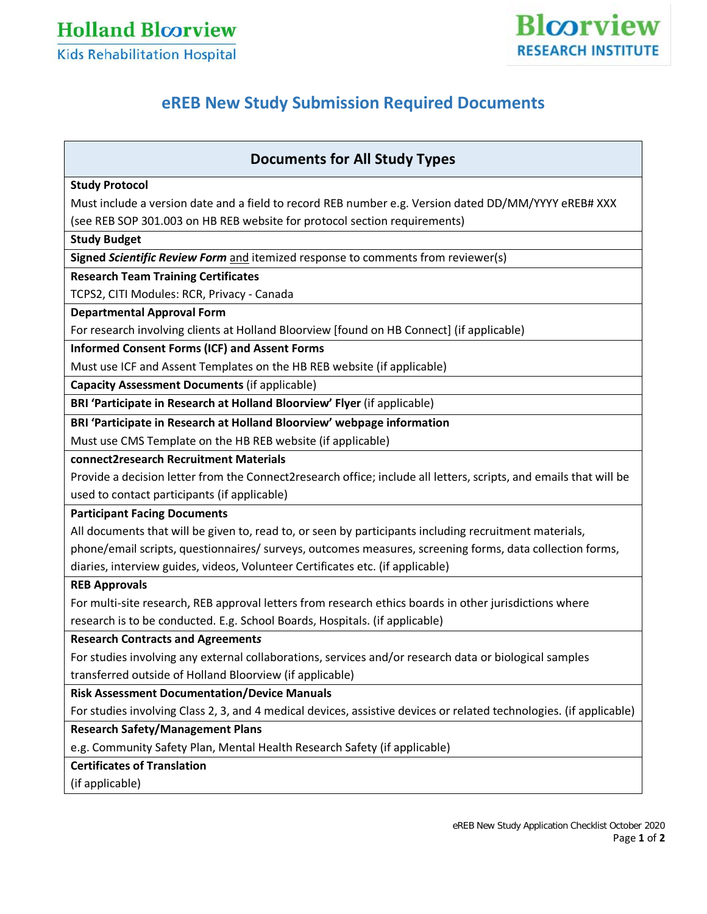Holland Bloorview
Kids Rehabilitation Hospital

Bloorview
RESEARCH INSTITUTE

# eREB New Study Submission Required Documents

## Documents for All Study Types

**Study Protocol**
Must include a version date and a field to record REB number e.g. Version dated DD/MM/YYYY eREB# XXX (see REB SOP 301.003 on HB REB website for protocol section requirements)

**Study Budget**

**Signed *Scientific Review Form*** and itemized response to comments from reviewer(s)

**Research Team Training Certificates**
TCPS2, CITI Modules: RCR, Privacy - Canada

**Departmental Approval Form**
For research involving clients at Holland Bloorview [found on HB Connect] (if applicable)

**Informed Consent Forms (ICF) and Assent Forms**
Must use ICF and Assent Templates on the HB REB website (if applicable)

**Capacity Assessment Documents** (if applicable)

**BRI 'Participate in Research at Holland Bloorview' Flyer** (if applicable)

**BRI 'Participate in Research at Holland Bloorview' webpage information**
Must use CMS Template on the HB REB website (if applicable)

**connect2research Recruitment Materials**
Provide a decision letter from the Connect2research office; include all letters, scripts, and emails that will be used to contact participants (if applicable)

**Participant Facing Documents**
All documents that will be given to, read to, or seen by participants including recruitment materials, phone/email scripts, questionnaires/ surveys, outcomes measures, screening forms, data collection forms, diaries, interview guides, videos, Volunteer Certificates etc. (if applicable)

**REB Approvals**
For multi-site research, REB approval letters from research ethics boards in other jurisdictions where research is to be conducted. E.g. School Boards, Hospitals. (if applicable)

**Research Contracts and Agreement*s***
For studies involving any external collaborations, services and/or research data or biological samples transferred outside of Holland Bloorview (if applicable)

**Risk Assessment Documentation/Device Manuals**
For studies involving Class 2, 3, and 4 medical devices, assistive devices or related technologies. (if applicable)

**Research Safety/Management Plans**
e.g. Community Safety Plan, Mental Health Research Safety (if applicable)

**Certificates of Translation**
(if applicable)

eREB New Study Application Checklist October 2020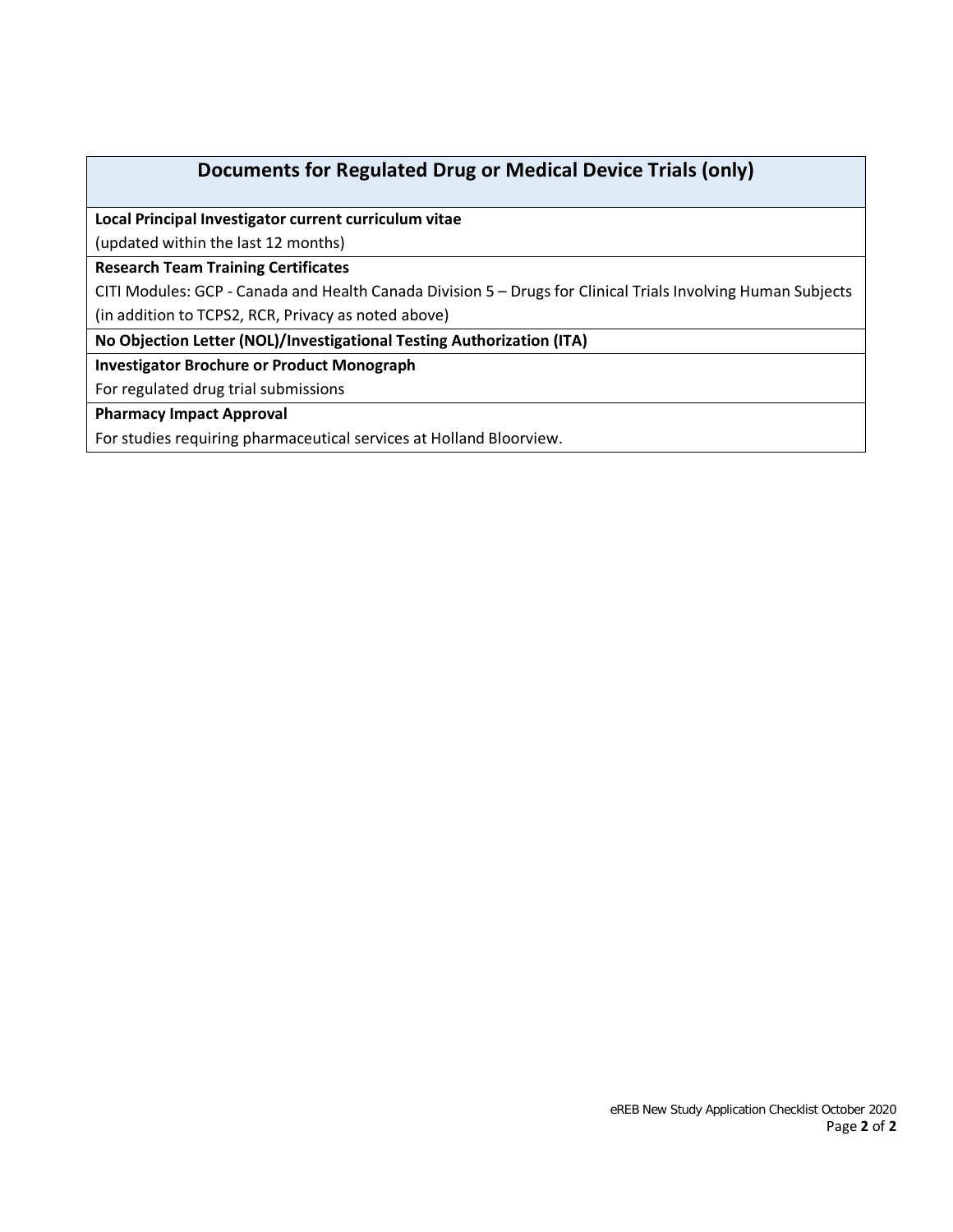| Documents for Regulated Drug or Medical Device Trials (only) |
| --- |
| **Local Principal Investigator current curriculum vitae**<br>(updated within the last 12 months) |
| **Research Team Training Certificates**<br>CITI Modules: GCP - Canada and Health Canada Division 5 – Drugs for Clinical Trials Involving Human Subjects (in addition to TCPS2, RCR, Privacy as noted above) |
| **No Objection Letter (NOL)/Investigational Testing Authorization (ITA)** |
| **Investigator Brochure or Product Monograph**<br>For regulated drug trial submissions |
| **Pharmacy Impact Approval**<br>For studies requiring pharmaceutical services at Holland Bloorview. |

eREB New Study Application Checklist October 2020